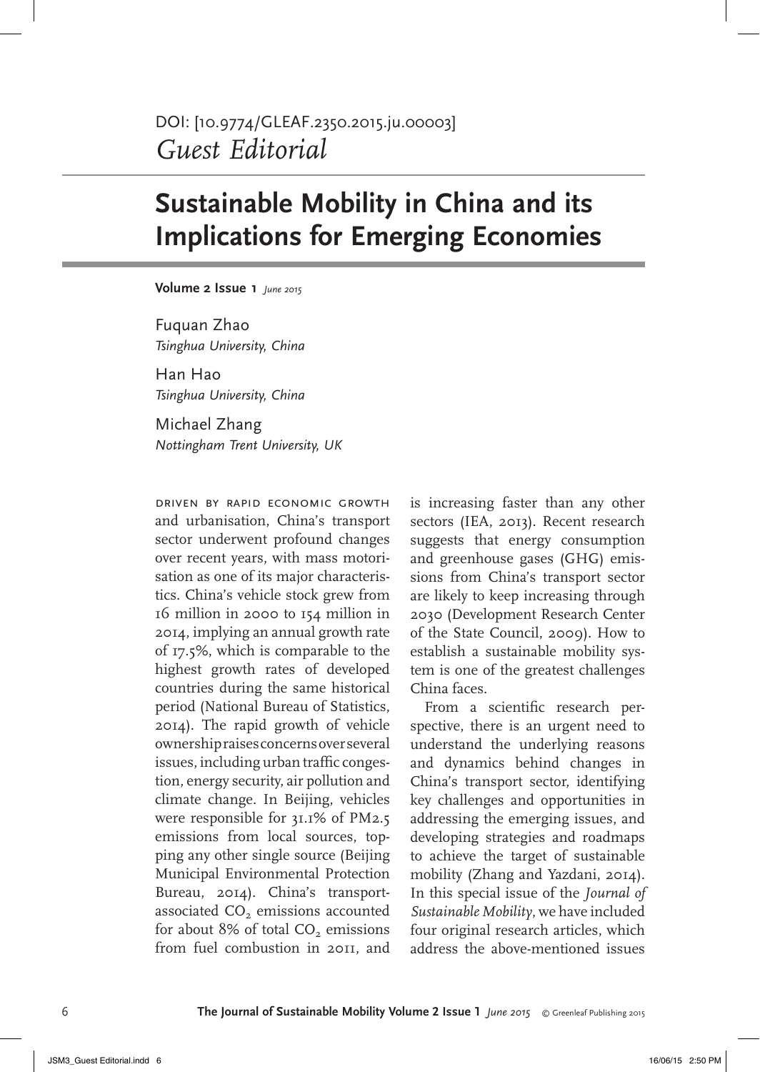DOI: [10.9774/GLEAF.2350.2015.ju.00003]

*Guest Editorial*

# Sustainable Mobility in China and its Implications for Emerging Economies

**Volume 2 Issue 1** *June 2015*

Fuquan Zhao
*Tsinghua University, China*

Han Hao
*Tsinghua University, China*

Michael Zhang
*Nottingham Trent University, UK*

DRIVEN BY RAPID ECONOMIC GROWTH and urbanisation, China's transport sector underwent profound changes over recent years, with mass motorisation as one of its major characteristics. China's vehicle stock grew from 16 million in 2000 to 154 million in 2014, implying an annual growth rate of 17.5%, which is comparable to the highest growth rates of developed countries during the same historical period (National Bureau of Statistics, 2014). The rapid growth of vehicle ownership raises concerns over several issues, including urban traffic congestion, energy security, air pollution and climate change. In Beijing, vehicles were responsible for 31.1% of PM2.5 emissions from local sources, topping any other single source (Beijing Municipal Environmental Protection Bureau, 2014). China's transport-associated $CO_2$ emissions accounted for about 8% of total $CO_2$ emissions from fuel combustion in 2011, and is increasing faster than any other sectors (IEA, 2013). Recent research suggests that energy consumption and greenhouse gases (GHG) emissions from China's transport sector are likely to keep increasing through 2030 (Development Research Center of the State Council, 2009). How to establish a sustainable mobility system is one of the greatest challenges China faces.

From a scientific research perspective, there is an urgent need to understand the underlying reasons and dynamics behind changes in China's transport sector, identifying key challenges and opportunities in addressing the emerging issues, and developing strategies and roadmaps to achieve the target of sustainable mobility (Zhang and Yazdani, 2014). In this special issue of the *Journal of Sustainable Mobility*, we have included four original research articles, which address the above-mentioned issues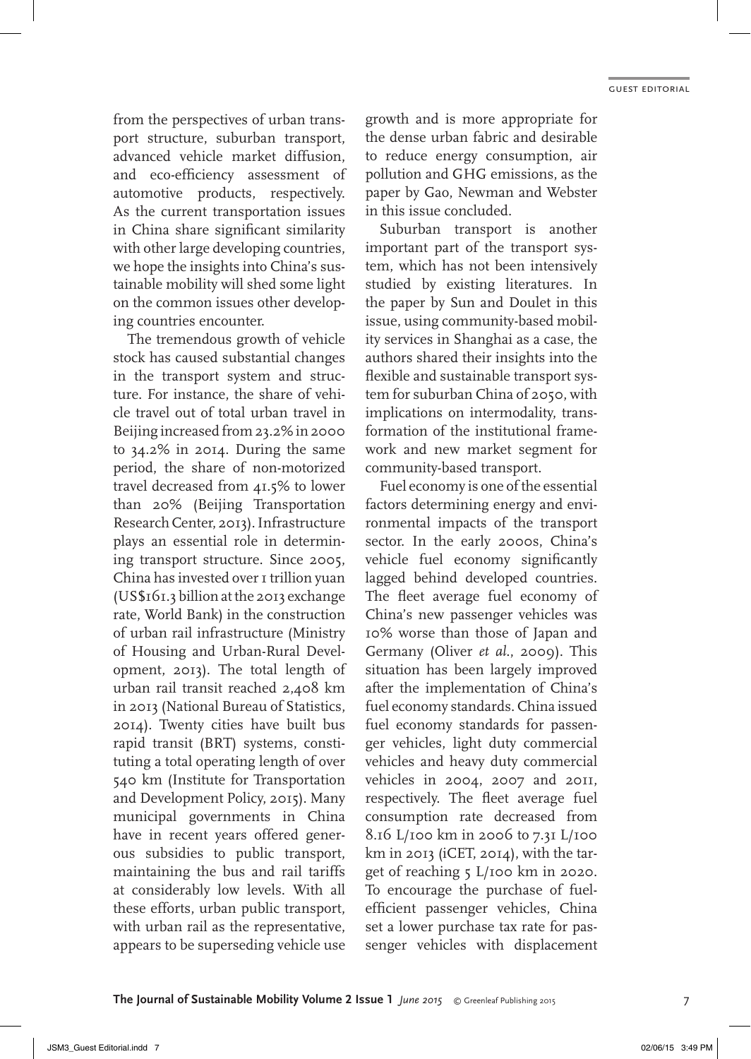from the perspectives of urban transport structure, suburban transport, advanced vehicle market diffusion, and eco-efficiency assessment of automotive products, respectively. As the current transportation issues in China share significant similarity with other large developing countries, we hope the insights into China's sustainable mobility will shed some light on the common issues other developing countries encounter.

The tremendous growth of vehicle stock has caused substantial changes in the transport system and structure. For instance, the share of vehicle travel out of total urban travel in Beijing increased from 23.2% in 2000 to 34.2% in 2014. During the same period, the share of non-motorized travel decreased from 41.5% to lower than 20% (Beijing Transportation Research Center, 2013). Infrastructure plays an essential role in determining transport structure. Since 2005, China has invested over 1 trillion yuan (US$161.3 billion at the 2013 exchange rate, World Bank) in the construction of urban rail infrastructure (Ministry of Housing and Urban-Rural Development, 2013). The total length of urban rail transit reached 2,408 km in 2013 (National Bureau of Statistics, 2014). Twenty cities have built bus rapid transit (BRT) systems, constituting a total operating length of over 540 km (Institute for Transportation and Development Policy, 2015). Many municipal governments in China have in recent years offered generous subsidies to public transport, maintaining the bus and rail tariffs at considerably low levels. With all these efforts, urban public transport, with urban rail as the representative, appears to be superseding vehicle use growth and is more appropriate for the dense urban fabric and desirable to reduce energy consumption, air pollution and GHG emissions, as the paper by Gao, Newman and Webster in this issue concluded.

Suburban transport is another important part of the transport system, which has not been intensively studied by existing literatures. In the paper by Sun and Doulet in this issue, using community-based mobility services in Shanghai as a case, the authors shared their insights into the flexible and sustainable transport system for suburban China of 2050, with implications on intermodality, transformation of the institutional framework and new market segment for community-based transport.

Fuel economy is one of the essential factors determining energy and environmental impacts of the transport sector. In the early 2000s, China's vehicle fuel economy significantly lagged behind developed countries. The fleet average fuel economy of China's new passenger vehicles was 10% worse than those of Japan and Germany (Oliver *et al.*, 2009). This situation has been largely improved after the implementation of China's fuel economy standards. China issued fuel economy standards for passenger vehicles, light duty commercial vehicles and heavy duty commercial vehicles in 2004, 2007 and 2011, respectively. The fleet average fuel consumption rate decreased from 8.16 L/100 km in 2006 to 7.31 L/100 km in 2013 (iCET, 2014), with the target of reaching 5 L/100 km in 2020. To encourage the purchase of fuel-efficient passenger vehicles, China set a lower purchase tax rate for passenger vehicles with displacement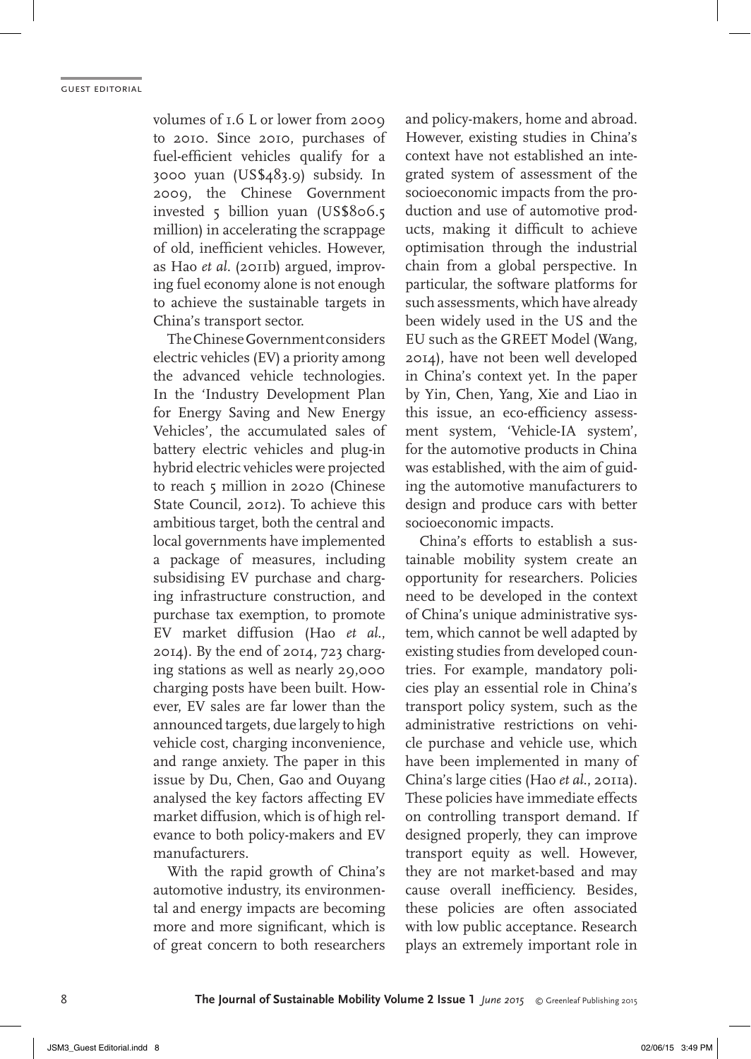volumes of 1.6 L or lower from 2009 to 2010. Since 2010, purchases of fuel-efficient vehicles qualify for a 3000 yuan (US$483.9) subsidy. In 2009, the Chinese Government invested 5 billion yuan (US$806.5 million) in accelerating the scrappage of old, inefficient vehicles. However, as Hao *et al*. (2011b) argued, improving fuel economy alone is not enough to achieve the sustainable targets in China's transport sector.

The Chinese Government considers electric vehicles (EV) a priority among the advanced vehicle technologies. In the 'Industry Development Plan for Energy Saving and New Energy Vehicles', the accumulated sales of battery electric vehicles and plug-in hybrid electric vehicles were projected to reach 5 million in 2020 (Chinese State Council, 2012). To achieve this ambitious target, both the central and local governments have implemented a package of measures, including subsidising EV purchase and charging infrastructure construction, and purchase tax exemption, to promote EV market diffusion (Hao *et al*., 2014). By the end of 2014, 723 charging stations as well as nearly 29,000 charging posts have been built. However, EV sales are far lower than the announced targets, due largely to high vehicle cost, charging inconvenience, and range anxiety. The paper in this issue by Du, Chen, Gao and Ouyang analysed the key factors affecting EV market diffusion, which is of high relevance to both policy-makers and EV manufacturers.

With the rapid growth of China's automotive industry, its environmental and energy impacts are becoming more and more significant, which is of great concern to both researchers and policy-makers, home and abroad. However, existing studies in China's context have not established an integrated system of assessment of the socioeconomic impacts from the production and use of automotive products, making it difficult to achieve optimisation through the industrial chain from a global perspective. In particular, the software platforms for such assessments, which have already been widely used in the US and the EU such as the GREET Model (Wang, 2014), have not been well developed in China's context yet. In the paper by Yin, Chen, Yang, Xie and Liao in this issue, an eco-efficiency assessment system, 'Vehicle-IA system', for the automotive products in China was established, with the aim of guiding the automotive manufacturers to design and produce cars with better socioeconomic impacts.

China's efforts to establish a sustainable mobility system create an opportunity for researchers. Policies need to be developed in the context of China's unique administrative system, which cannot be well adapted by existing studies from developed countries. For example, mandatory policies play an essential role in China's transport policy system, such as the administrative restrictions on vehicle purchase and vehicle use, which have been implemented in many of China's large cities (Hao *et al*., 2011a). These policies have immediate effects on controlling transport demand. If designed properly, they can improve transport equity as well. However, they are not market-based and may cause overall inefficiency. Besides, these policies are often associated with low public acceptance. Research plays an extremely important role in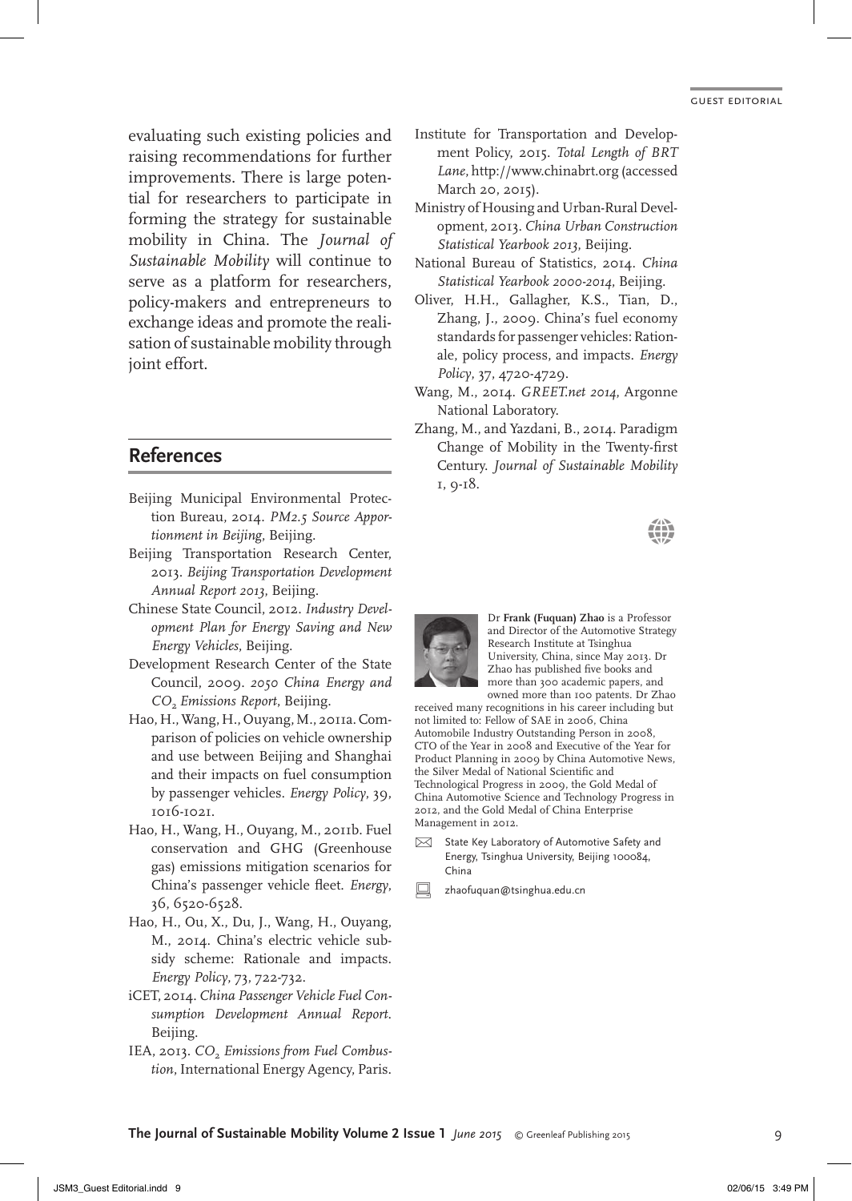evaluating such existing policies and raising recommendations for further improvements. There is large potential for researchers to participate in forming the strategy for sustainable mobility in China. The *Journal of Sustainable Mobility* will continue to serve as a platform for researchers, policy-makers and entrepreneurs to exchange ideas and promote the realisation of sustainable mobility through joint effort.

## References

Beijing Municipal Environmental Protection Bureau, 2014. *PM2.5 Source Apportionment in Beijing*, Beijing.

Beijing Transportation Research Center, 2013. *Beijing Transportation Development Annual Report 2013*, Beijing.

Chinese State Council, 2012. *Industry Development Plan for Energy Saving and New Energy Vehicles*, Beijing.

Development Research Center of the State Council, 2009. *2050 China Energy and $CO_2$ Emissions Report*, Beijing.

Hao, H., Wang, H., Ouyang, M., 2011a. Comparison of policies on vehicle ownership and use between Beijing and Shanghai and their impacts on fuel consumption by passenger vehicles. *Energy Policy*, 39, 1016-1021.

Hao, H., Wang, H., Ouyang, M., 2011b. Fuel conservation and GHG (Greenhouse gas) emissions mitigation scenarios for China's passenger vehicle fleet. *Energy*, 36, 6520-6528.

Hao, H., Ou, X., Du, J., Wang, H., Ouyang, M., 2014. China's electric vehicle subsidy scheme: Rationale and impacts. *Energy Policy*, 73, 722-732.

iCET, 2014. *China Passenger Vehicle Fuel Consumption Development Annual Report*. Beijing.

IEA, 2013. *$CO_2$ Emissions from Fuel Combustion*, International Energy Agency, Paris.

Institute for Transportation and Development Policy, 2015. *Total Length of BRT Lane*, http://www.chinabrt.org (accessed March 20, 2015).

Ministry of Housing and Urban-Rural Development, 2013. *China Urban Construction Statistical Yearbook 2013*, Beijing.

National Bureau of Statistics, 2014. *China Statistical Yearbook 2000-2014*, Beijing.

Oliver, H.H., Gallagher, K.S., Tian, D., Zhang, J., 2009. China's fuel economy standards for passenger vehicles: Rationale, policy process, and impacts. *Energy Policy*, 37, 4720-4729.

Wang, M., 2014. *GREET.net 2014*, Argonne National Laboratory.

Zhang, M., and Yazdani, B., 2014. Paradigm Change of Mobility in the Twenty-first Century. *Journal of Sustainable Mobility* 1, 9-18.

Dr **Frank (Fuquan) Zhao** is a Professor and Director of the Automotive Strategy Research Institute at Tsinghua University, China, since May 2013. Dr Zhao has published five books and more than 300 academic papers, and owned more than 100 patents. Dr Zhao received many recognitions in his career including but not limited to: Fellow of SAE in 2006, China Automobile Industry Outstanding Person in 2008, CTO of the Year in 2008 and Executive of the Year for Product Planning in 2009 by China Automotive News, the Silver Medal of National Scientific and Technological Progress in 2009, the Gold Medal of China Automotive Science and Technology Progress in 2012, and the Gold Medal of China Enterprise Management in 2012.

State Key Laboratory of Automotive Safety and Energy, Tsinghua University, Beijing 100084, China

zhaofuquan@tsinghua.edu.cn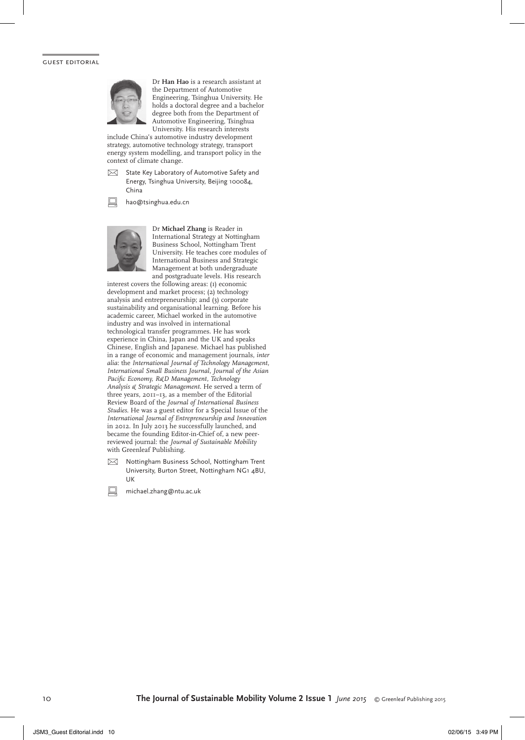Dr **Han Hao** is a research assistant at the Department of Automotive Engineering, Tsinghua University. He holds a doctoral degree and a bachelor degree both from the Department of Automotive Engineering, Tsinghua University. His research interests include China's automotive industry development strategy, automotive technology strategy, transport energy system modelling, and transport policy in the context of climate change.

State Key Laboratory of Automotive Safety and Energy, Tsinghua University, Beijing 100084, China

hao@tsinghua.edu.cn

Dr **Michael Zhang** is Reader in International Strategy at Nottingham Business School, Nottingham Trent University. He teaches core modules of International Business and Strategic Management at both undergraduate and postgraduate levels. His research interest covers the following areas: (1) economic development and market process; (2) technology analysis and entrepreneurship; and (3) corporate sustainability and organisational learning. Before his academic career, Michael worked in the automotive industry and was involved in international technological transfer programmes. He has work experience in China, Japan and the UK and speaks Chinese, English and Japanese. Michael has published in a range of economic and management journals, *inter alia*: the *International Journal of Technology Management, International Small Business Journal, Journal of the Asian Pacific Economy, R&D Management, Technology Analysis & Strategic Management*. He served a term of three years, 2011–13, as a member of the Editorial Review Board of the *Journal of International Business Studies*. He was a guest editor for a Special Issue of the *International Journal of Entrepreneurship and Innovation* in 2012. In July 2013 he successfully launched, and became the founding Editor-in-Chief of, a new peer-reviewed journal: the *Journal of Sustainable Mobility* with Greenleaf Publishing.

Nottingham Business School, Nottingham Trent University, Burton Street, Nottingham NG1 4BU, UK

michael.zhang@ntu.ac.uk